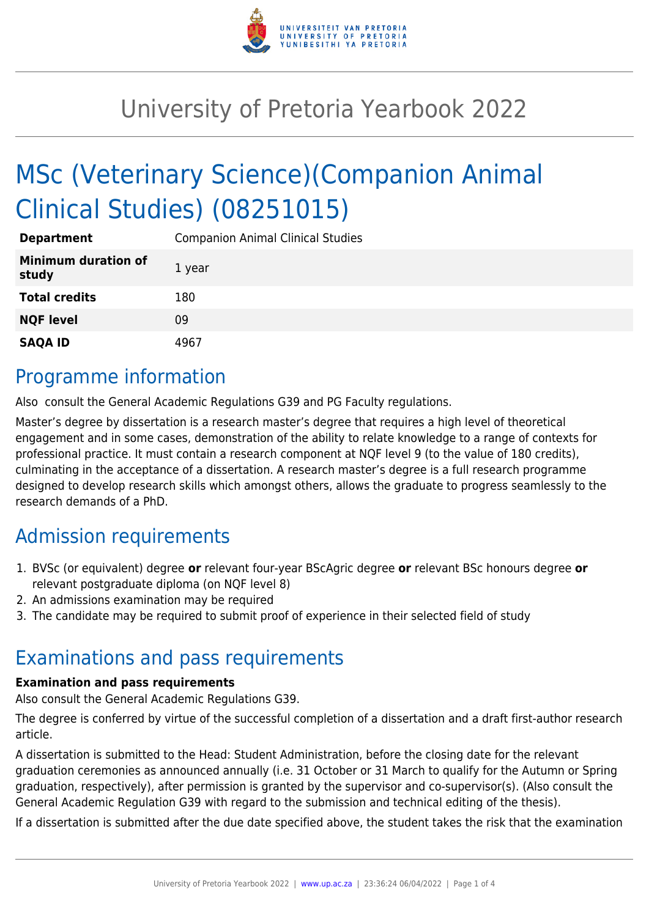# University of Pretoria Yearbook 2022

# MSc (Veterinary Science)(Companion Animal Clinical Studies) (08251015)

| | |
|---|---|
| **Department** | Companion Animal Clinical Studies |
| **Minimum duration of study** | 1 year |
| **Total credits** | 180 |
| **NQF level** | 09 |
| **SAQA ID** | 4967 |

## Programme information

Also consult the General Academic Regulations G39 and PG Faculty regulations.

Master's degree by dissertation is a research master's degree that requires a high level of theoretical engagement and in some cases, demonstration of the ability to relate knowledge to a range of contexts for professional practice. It must contain a research component at NQF level 9 (to the value of 180 credits), culminating in the acceptance of a dissertation. A research master's degree is a full research programme designed to develop research skills which amongst others, allows the graduate to progress seamlessly to the research demands of a PhD.

## Admission requirements

1. BVSc (or equivalent) degree **or** relevant four-year BScAgric degree **or** relevant BSc honours degree **or** relevant postgraduate diploma (on NQF level 8)
2. An admissions examination may be required
3. The candidate may be required to submit proof of experience in their selected field of study

## Examinations and pass requirements

**Examination and pass requirements**

Also consult the General Academic Regulations G39.

The degree is conferred by virtue of the successful completion of a dissertation and a draft first-author research article.

A dissertation is submitted to the Head: Student Administration, before the closing date for the relevant graduation ceremonies as announced annually (i.e. 31 October or 31 March to qualify for the Autumn or Spring graduation, respectively), after permission is granted by the supervisor and co-supervisor(s). (Also consult the General Academic Regulation G39 with regard to the submission and technical editing of the thesis).

If a dissertation is submitted after the due date specified above, the student takes the risk that the examination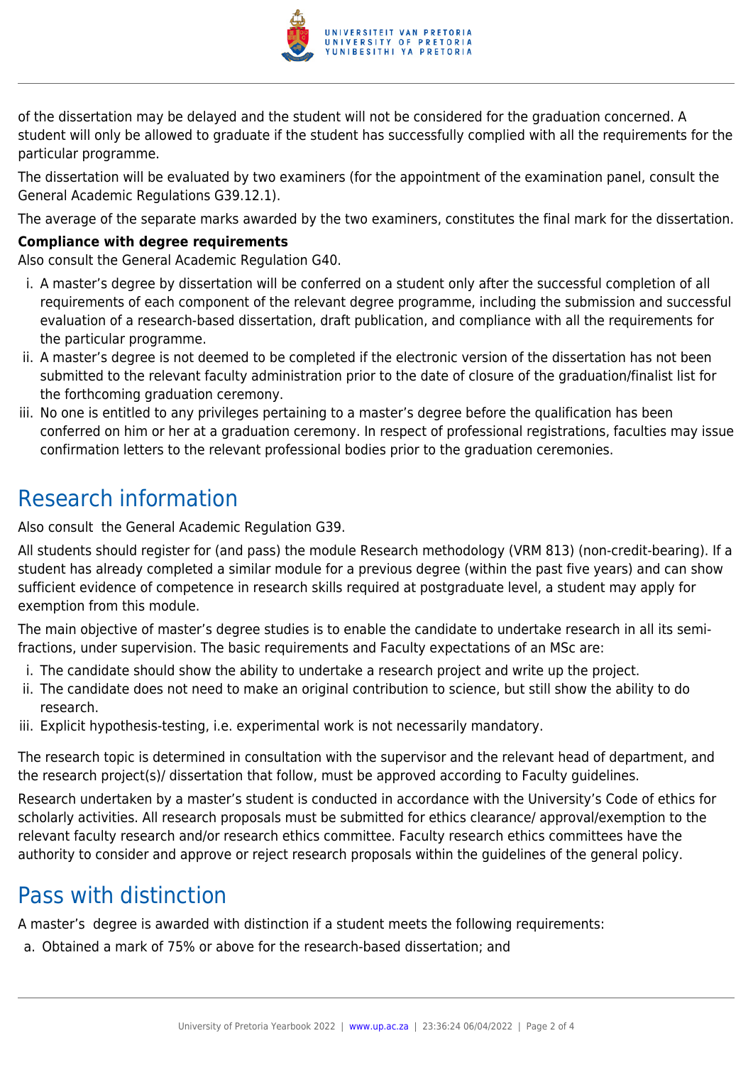of the dissertation may be delayed and the student will not be considered for the graduation concerned. A student will only be allowed to graduate if the student has successfully complied with all the requirements for the particular programme.

The dissertation will be evaluated by two examiners (for the appointment of the examination panel, consult the General Academic Regulations G39.12.1).

The average of the separate marks awarded by the two examiners, constitutes the final mark for the dissertation.

**Compliance with degree requirements**

Also consult the General Academic Regulation G40.

i. A master's degree by dissertation will be conferred on a student only after the successful completion of all requirements of each component of the relevant degree programme, including the submission and successful evaluation of a research-based dissertation, draft publication, and compliance with all the requirements for the particular programme.
ii. A master's degree is not deemed to be completed if the electronic version of the dissertation has not been submitted to the relevant faculty administration prior to the date of closure of the graduation/finalist list for the forthcoming graduation ceremony.
iii. No one is entitled to any privileges pertaining to a master's degree before the qualification has been conferred on him or her at a graduation ceremony. In respect of professional registrations, faculties may issue confirmation letters to the relevant professional bodies prior to the graduation ceremonies.

## Research information

Also consult the General Academic Regulation G39.

All students should register for (and pass) the module Research methodology (VRM 813) (non-credit-bearing). If a student has already completed a similar module for a previous degree (within the past five years) and can show sufficient evidence of competence in research skills required at postgraduate level, a student may apply for exemption from this module.

The main objective of master's degree studies is to enable the candidate to undertake research in all its semi-fractions, under supervision. The basic requirements and Faculty expectations of an MSc are:

i. The candidate should show the ability to undertake a research project and write up the project.
ii. The candidate does not need to make an original contribution to science, but still show the ability to do research.
iii. Explicit hypothesis-testing, i.e. experimental work is not necessarily mandatory.

The research topic is determined in consultation with the supervisor and the relevant head of department, and the research project(s)/ dissertation that follow, must be approved according to Faculty guidelines.

Research undertaken by a master's student is conducted in accordance with the University's Code of ethics for scholarly activities. All research proposals must be submitted for ethics clearance/ approval/exemption to the relevant faculty research and/or research ethics committee. Faculty research ethics committees have the authority to consider and approve or reject research proposals within the guidelines of the general policy.

## Pass with distinction

A master's degree is awarded with distinction if a student meets the following requirements:

a. Obtained a mark of 75% or above for the research-based dissertation; and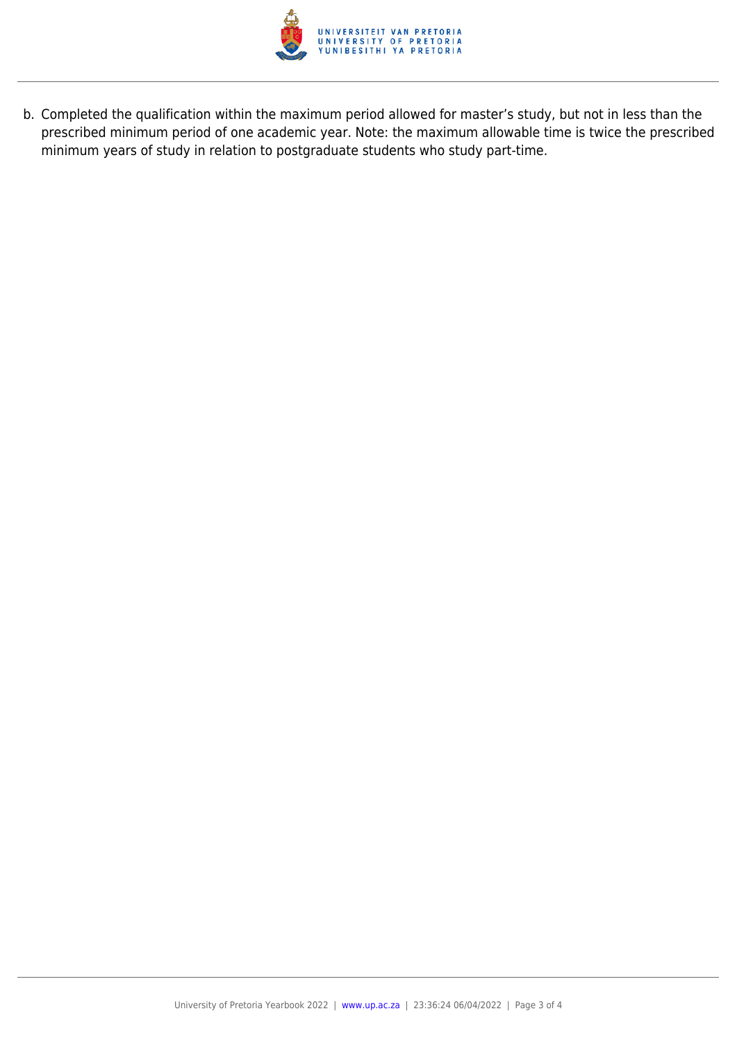b. Completed the qualification within the maximum period allowed for master's study, but not in less than the prescribed minimum period of one academic year. Note: the maximum allowable time is twice the prescribed minimum years of study in relation to postgraduate students who study part-time.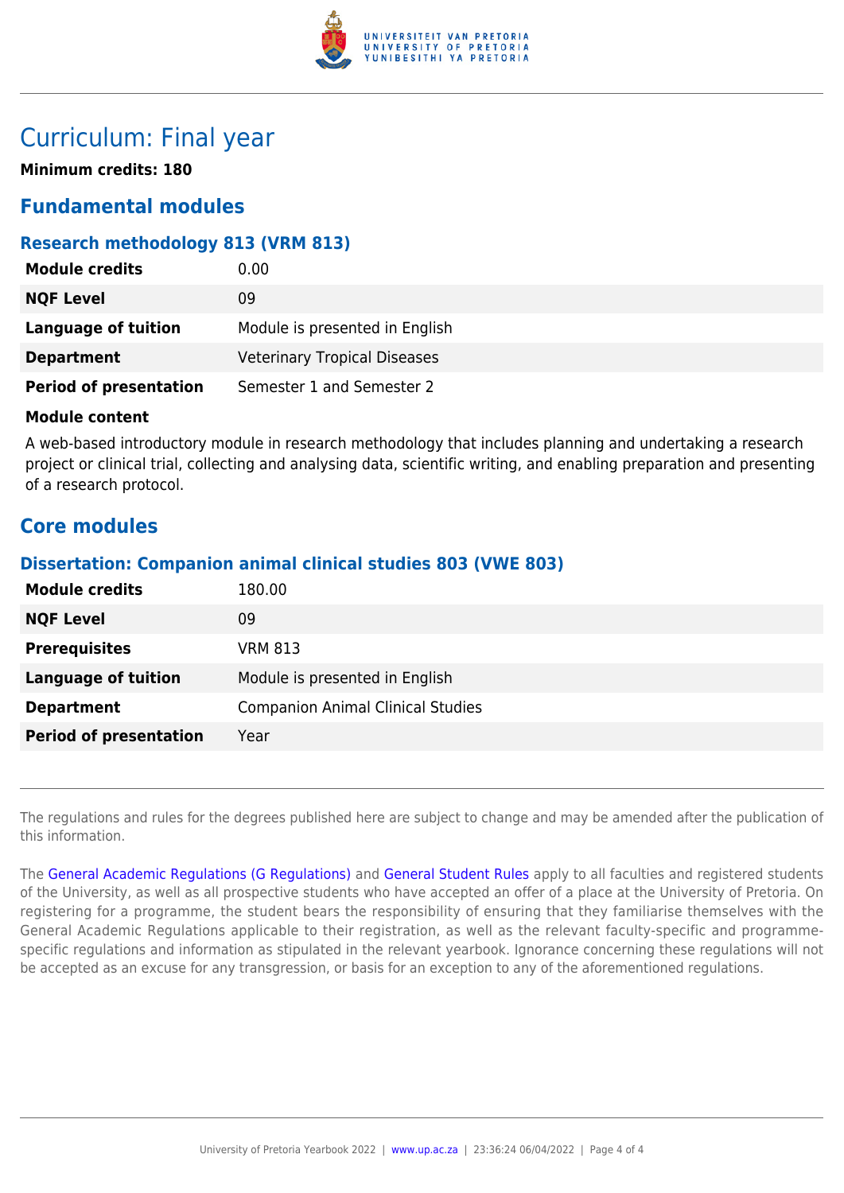# Curriculum: Final year

**Minimum credits: 180**

## Fundamental modules

### Research methodology 813 (VRM 813)

| | |
|---|---|
| **Module credits** | 0.00 |
| **NQF Level** | 09 |
| **Language of tuition** | Module is presented in English |
| **Department** | Veterinary Tropical Diseases |
| **Period of presentation** | Semester 1 and Semester 2 |

**Module content**

A web-based introductory module in research methodology that includes planning and undertaking a research project or clinical trial, collecting and analysing data, scientific writing, and enabling preparation and presenting of a research protocol.

## Core modules

### Dissertation: Companion animal clinical studies 803 (VWE 803)

| | |
|---|---|
| **Module credits** | 180.00 |
| **NQF Level** | 09 |
| **Prerequisites** | VRM 813 |
| **Language of tuition** | Module is presented in English |
| **Department** | Companion Animal Clinical Studies |
| **Period of presentation** | Year |

The regulations and rules for the degrees published here are subject to change and may be amended after the publication of this information.

The General Academic Regulations (G Regulations) and General Student Rules apply to all faculties and registered students of the University, as well as all prospective students who have accepted an offer of a place at the University of Pretoria. On registering for a programme, the student bears the responsibility of ensuring that they familiarise themselves with the General Academic Regulations applicable to their registration, as well as the relevant faculty-specific and programme-specific regulations and information as stipulated in the relevant yearbook. Ignorance concerning these regulations will not be accepted as an excuse for any transgression, or basis for an exception to any of the aforementioned regulations.